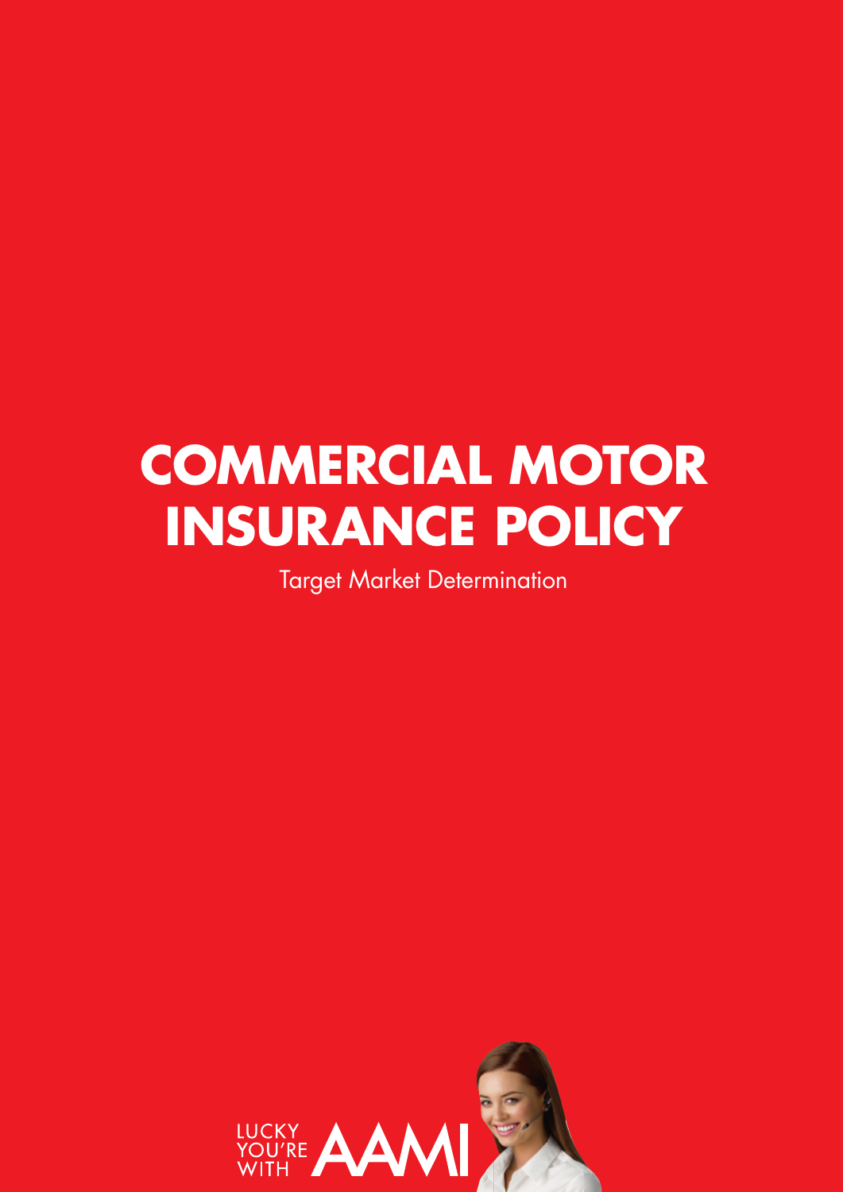# COMMERCIAL MOTOR INSURANCE POLICY

Target Market Determination

LUCKY YOU'RE WITH AAMI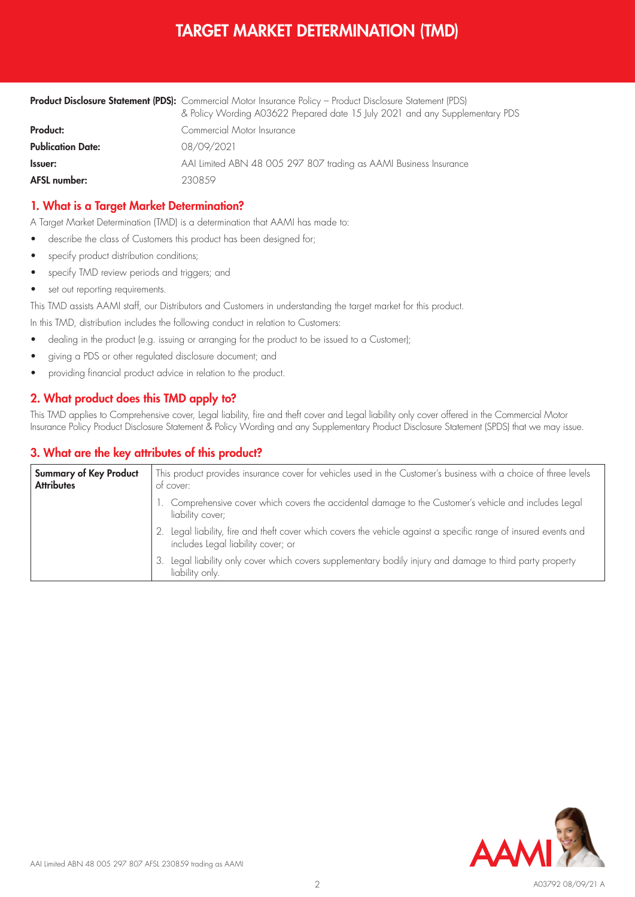# TARGET MARKET DETERMINATION (TMD)

| | |
|---|---|
| **Product Disclosure Statement (PDS):** | Commercial Motor Insurance Policy – Product Disclosure Statement (PDS) & Policy Wording A03622 Prepared date 15 July 2021 and any Supplementary PDS |
| **Product:** | Commercial Motor Insurance |
| **Publication Date:** | 08/09/2021 |
| **Issuer:** | AAI Limited ABN 48 005 297 807 trading as AAMI Business Insurance |
| **AFSL number:** | 230859 |

## 1. What is a Target Market Determination?

A Target Market Determination (TMD) is a determination that AAMI has made to:

- describe the class of Customers this product has been designed for;
- specify product distribution conditions;
- specify TMD review periods and triggers; and
- set out reporting requirements.

This TMD assists AAMI staff, our Distributors and Customers in understanding the target market for this product.

In this TMD, distribution includes the following conduct in relation to Customers:

- dealing in the product (e.g. issuing or arranging for the product to be issued to a Customer);
- giving a PDS or other regulated disclosure document; and
- providing financial product advice in relation to the product.

## 2. What product does this TMD apply to?

This TMD applies to Comprehensive cover, Legal liability, fire and theft cover and Legal liability only cover offered in the Commercial Motor Insurance Policy Product Disclosure Statement & Policy Wording and any Supplementary Product Disclosure Statement (SPDS) that we may issue.

## 3. What are the key attributes of this product?

| **Summary of Key Product Attributes** | This product provides insurance cover for vehicles used in the Customer's business with a choice of three levels of cover:<br>1. Comprehensive cover which covers the accidental damage to the Customer's vehicle and includes Legal liability cover;<br>2. Legal liability, fire and theft cover which covers the vehicle against a specific range of insured events and includes Legal liability cover; or<br>3. Legal liability only cover which covers supplementary bodily injury and damage to third party property liability only. |
|---|---|

AAI Limited ABN 48 005 297 807 AFSL 230859 trading as AAMI

A03792 08/09/21 A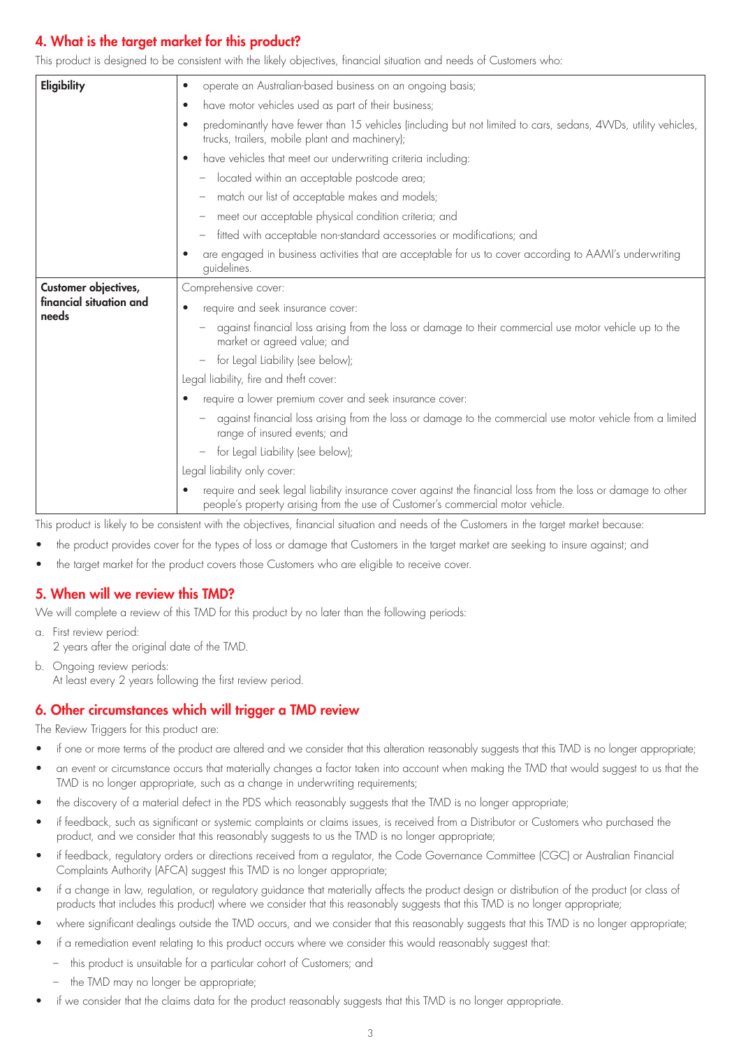## 4. What is the target market for this product?

This product is designed to be consistent with the likely objectives, financial situation and needs of Customers who:

| | |
|---|---|
| **Eligibility** | • operate an Australian-based business on an ongoing basis;<br>• have motor vehicles used as part of their business;<br>• predominantly have fewer than 15 vehicles (including but not limited to cars, sedans, 4WDs, utility vehicles, trucks, trailers, mobile plant and machinery);<br>• have vehicles that meet our underwriting criteria including:<br>– located within an acceptable postcode area;<br>– match our list of acceptable makes and models;<br>– meet our acceptable physical condition criteria; and<br>– fitted with acceptable non-standard accessories or modifications; and<br>• are engaged in business activities that are acceptable for us to cover according to AAMI's underwriting guidelines. |
| **Customer objectives, financial situation and needs** | Comprehensive cover:<br>• require and seek insurance cover:<br>– against financial loss arising from the loss or damage to their commercial use motor vehicle up to the market or agreed value; and<br>– for Legal Liability (see below);<br>Legal liability, fire and theft cover:<br>• require a lower premium cover and seek insurance cover:<br>– against financial loss arising from the loss or damage to the commercial use motor vehicle from a limited range of insured events; and<br>– for Legal Liability (see below);<br>Legal liability only cover:<br>• require and seek legal liability insurance cover against the financial loss from the loss or damage to other people's property arising from the use of Customer's commercial motor vehicle. |

This product is likely to be consistent with the objectives, financial situation and needs of the Customers in the target market because:

- the product provides cover for the types of loss or damage that Customers in the target market are seeking to insure against; and
- the target market for the product covers those Customers who are eligible to receive cover.

## 5. When will we review this TMD?

We will complete a review of this TMD for this product by no later than the following periods:

a. First review period:
   2 years after the original date of the TMD.

b. Ongoing review periods:
   At least every 2 years following the first review period.

## 6. Other circumstances which will trigger a TMD review

The Review Triggers for this product are:

- if one or more terms of the product are altered and we consider that this alteration reasonably suggests that this TMD is no longer appropriate;
- an event or circumstance occurs that materially changes a factor taken into account when making the TMD that would suggest to us that the TMD is no longer appropriate, such as a change in underwriting requirements;
- the discovery of a material defect in the PDS which reasonably suggests that the TMD is no longer appropriate;
- if feedback, such as significant or systemic complaints or claims issues, is received from a Distributor or Customers who purchased the product, and we consider that this reasonably suggests to us the TMD is no longer appropriate;
- if feedback, regulatory orders or directions received from a regulator, the Code Governance Committee (CGC) or Australian Financial Complaints Authority (AFCA) suggest this TMD is no longer appropriate;
- if a change in law, regulation, or regulatory guidance that materially affects the product design or distribution of the product (or class of products that includes this product) where we consider that this reasonably suggests that this TMD is no longer appropriate;
- where significant dealings outside the TMD occurs, and we consider that this reasonably suggests that this TMD is no longer appropriate;
- if a remediation event relating to this product occurs where we consider this would reasonably suggest that:
  - this product is unsuitable for a particular cohort of Customers; and
  - the TMD may no longer be appropriate;
- if we consider that the claims data for the product reasonably suggests that this TMD is no longer appropriate.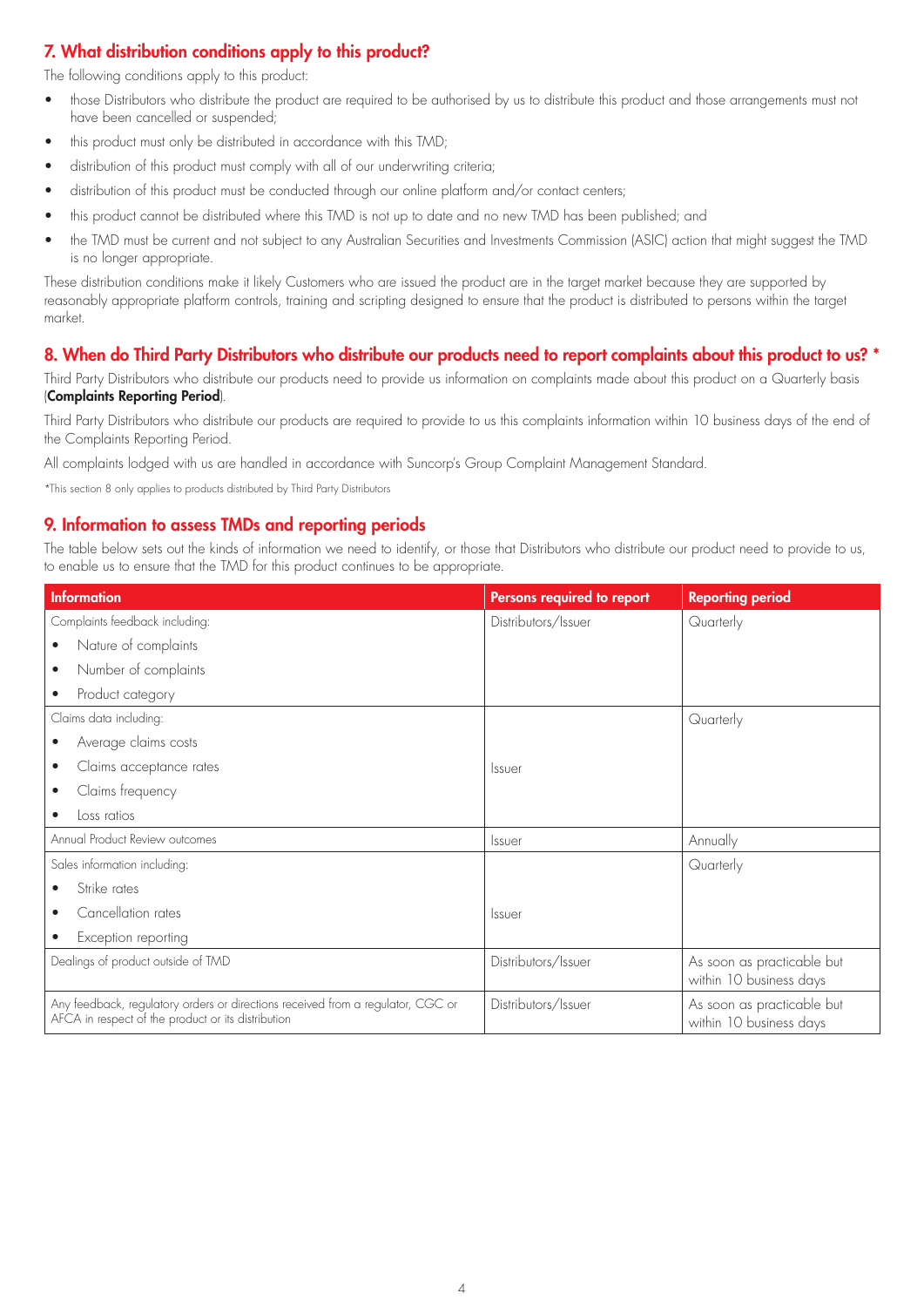## 7. What distribution conditions apply to this product?

The following conditions apply to this product:

- those Distributors who distribute the product are required to be authorised by us to distribute this product and those arrangements must not have been cancelled or suspended;
- this product must only be distributed in accordance with this TMD;
- distribution of this product must comply with all of our underwriting criteria;
- distribution of this product must be conducted through our online platform and/or contact centers;
- this product cannot be distributed where this TMD is not up to date and no new TMD has been published; and
- the TMD must be current and not subject to any Australian Securities and Investments Commission (ASIC) action that might suggest the TMD is no longer appropriate.

These distribution conditions make it likely Customers who are issued the product are in the target market because they are supported by reasonably appropriate platform controls, training and scripting designed to ensure that the product is distributed to persons within the target market.

## 8. When do Third Party Distributors who distribute our products need to report complaints about this product to us? *

Third Party Distributors who distribute our products need to provide us information on complaints made about this product on a Quarterly basis (**Complaints Reporting Period**).

Third Party Distributors who distribute our products are required to provide to us this complaints information within 10 business days of the end of the Complaints Reporting Period.

All complaints lodged with us are handled in accordance with Suncorp's Group Complaint Management Standard.

*This section 8 only applies to products distributed by Third Party Distributors

## 9. Information to assess TMDs and reporting periods

The table below sets out the kinds of information we need to identify, or those that Distributors who distribute our product need to provide to us, to enable us to ensure that the TMD for this product continues to be appropriate.

| Information | Persons required to report | Reporting period |
|---|---|---|
| Complaints feedback including:<br>• Nature of complaints<br>• Number of complaints<br>• Product category | Distributors/Issuer | Quarterly |
| Claims data including:<br>• Average claims costs<br>• Claims acceptance rates<br>• Claims frequency<br>• Loss ratios | Issuer | Quarterly |
| Annual Product Review outcomes | Issuer | Annually |
| Sales information including:<br>• Strike rates<br>• Cancellation rates<br>• Exception reporting | Issuer | Quarterly |
| Dealings of product outside of TMD | Distributors/Issuer | As soon as practicable but within 10 business days |
| Any feedback, regulatory orders or directions received from a regulator, CGC or AFCA in respect of the product or its distribution | Distributors/Issuer | As soon as practicable but within 10 business days |